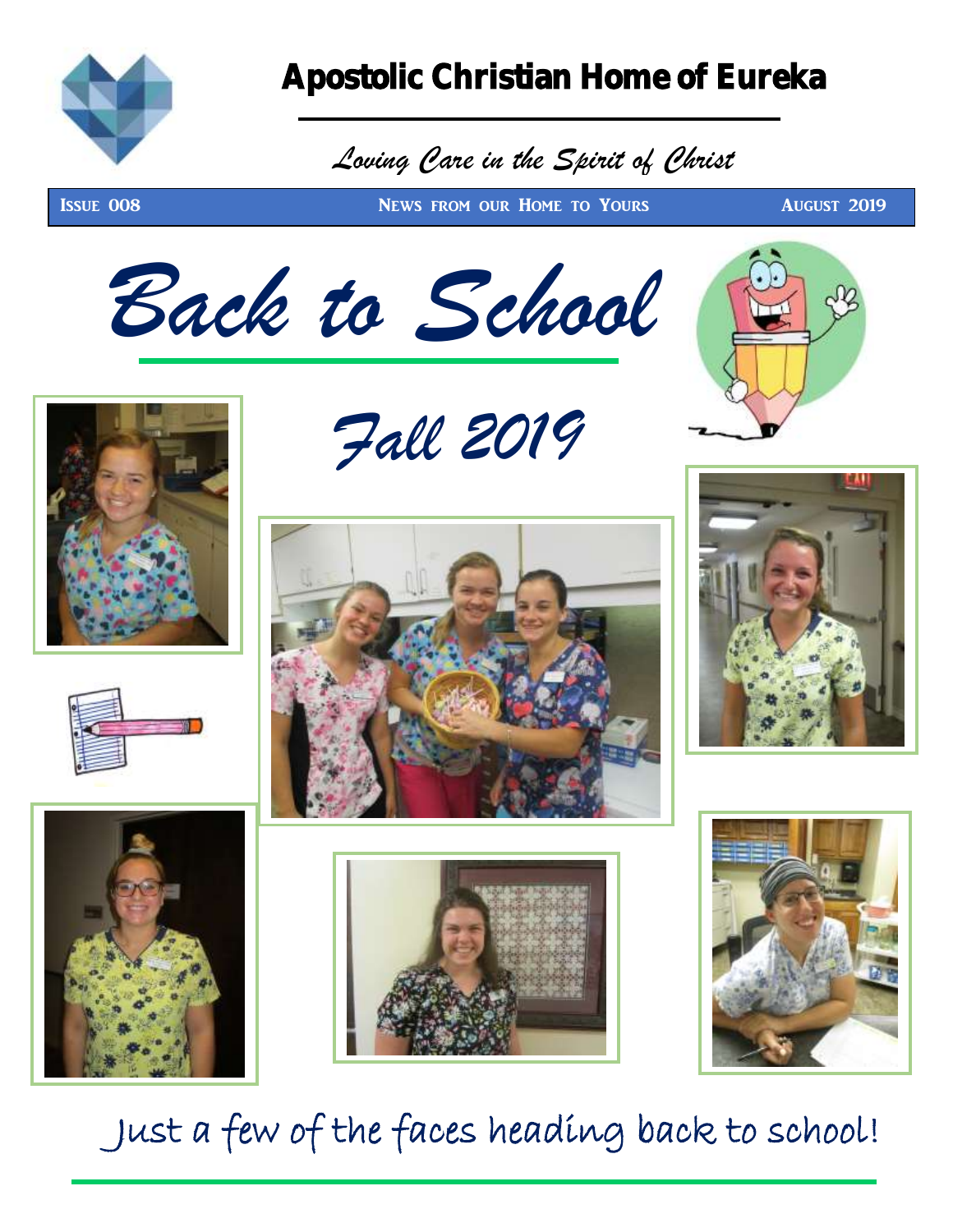# Apostolic Christian Home of Eureka

*Loving Care in the Spirit of Christ*

**Issue 008** | **News from our Home to Yours** | **August 2019**

## *Back to School*

## *Fall 2019*

Just a few of the faces heading back to school!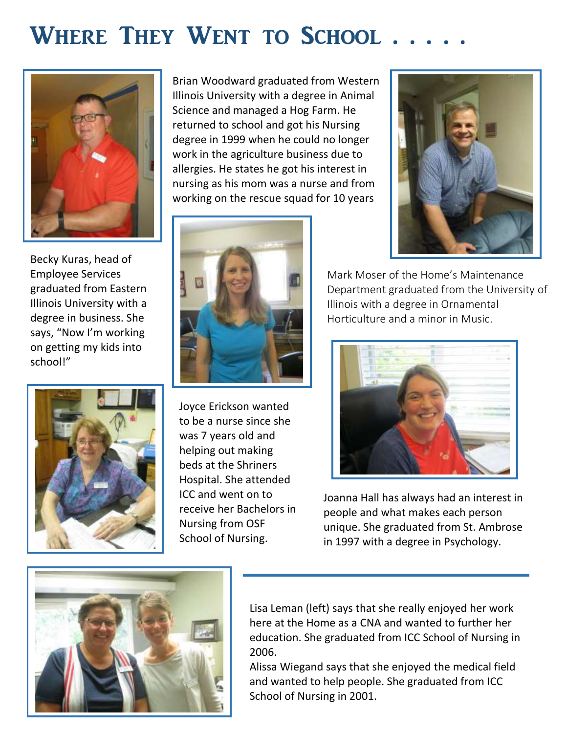# Where They Went to School . . . . .

Brian Woodward graduated from Western Illinois University with a degree in Animal Science and managed a Hog Farm. He returned to school and got his Nursing degree in 1999 when he could no longer work in the agriculture business due to allergies. He states he got his interest in nursing as his mom was a nurse and from working on the rescue squad for 10 years

Becky Kuras, head of Employee Services graduated from Eastern Illinois University with a degree in business. She says, “Now I’m working on getting my kids into school!”

Mark Moser of the Home’s Maintenance Department graduated from the University of Illinois with a degree in Ornamental Horticulture and a minor in Music.

Joyce Erickson wanted to be a nurse since she was 7 years old and helping out making beds at the Shriners Hospital. She attended ICC and went on to receive her Bachelors in Nursing from OSF School of Nursing.

Joanna Hall has always had an interest in people and what makes each person unique. She graduated from St. Ambrose in 1997 with a degree in Psychology.

Lisa Leman (left) says that she really enjoyed her work here at the Home as a CNA and wanted to further her education. She graduated from ICC School of Nursing in 2006.

Alissa Wiegand says that she enjoyed the medical field and wanted to help people. She graduated from ICC School of Nursing in 2001.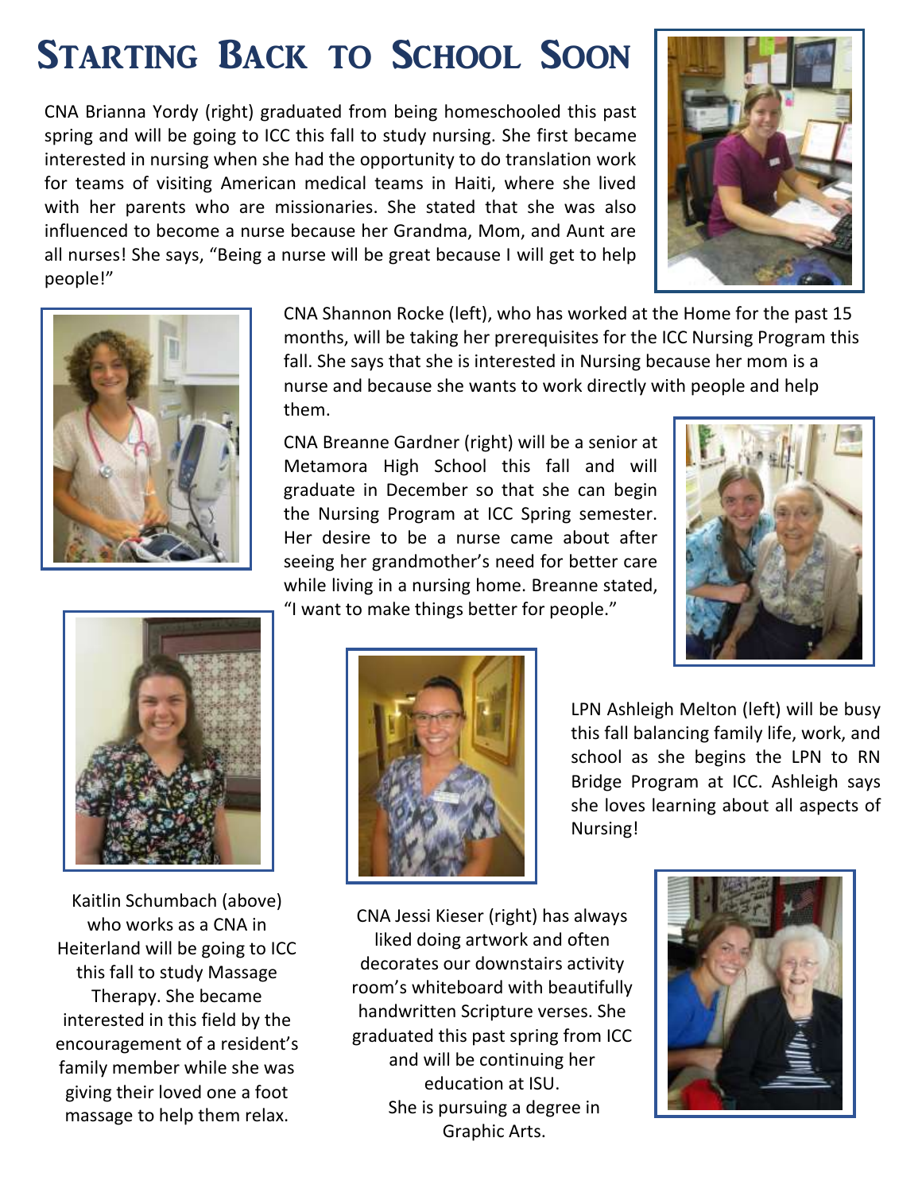# Starting Back to School Soon

CNA Brianna Yordy (right) graduated from being homeschooled this past spring and will be going to ICC this fall to study nursing. She first became interested in nursing when she had the opportunity to do translation work for teams of visiting American medical teams in Haiti, where she lived with her parents who are missionaries. She stated that she was also influenced to become a nurse because her Grandma, Mom, and Aunt are all nurses! She says, "Being a nurse will be great because I will get to help people!"

CNA Shannon Rocke (left), who has worked at the Home for the past 15 months, will be taking her prerequisites for the ICC Nursing Program this fall. She says that she is interested in Nursing because her mom is a nurse and because she wants to work directly with people and help them.

CNA Breanne Gardner (right) will be a senior at Metamora High School this fall and will graduate in December so that she can begin the Nursing Program at ICC Spring semester. Her desire to be a nurse came about after seeing her grandmother's need for better care while living in a nursing home. Breanne stated, "I want to make things better for people."

LPN Ashleigh Melton (left) will be busy this fall balancing family life, work, and school as she begins the LPN to RN Bridge Program at ICC. Ashleigh says she loves learning about all aspects of Nursing!

Kaitlin Schumbach (above) who works as a CNA in Heiterland will be going to ICC this fall to study Massage Therapy. She became interested in this field by the encouragement of a resident's family member while she was giving their loved one a foot massage to help them relax.

CNA Jessi Kieser (right) has always liked doing artwork and often decorates our downstairs activity room's whiteboard with beautifully handwritten Scripture verses. She graduated this past spring from ICC and will be continuing her education at ISU. She is pursuing a degree in Graphic Arts.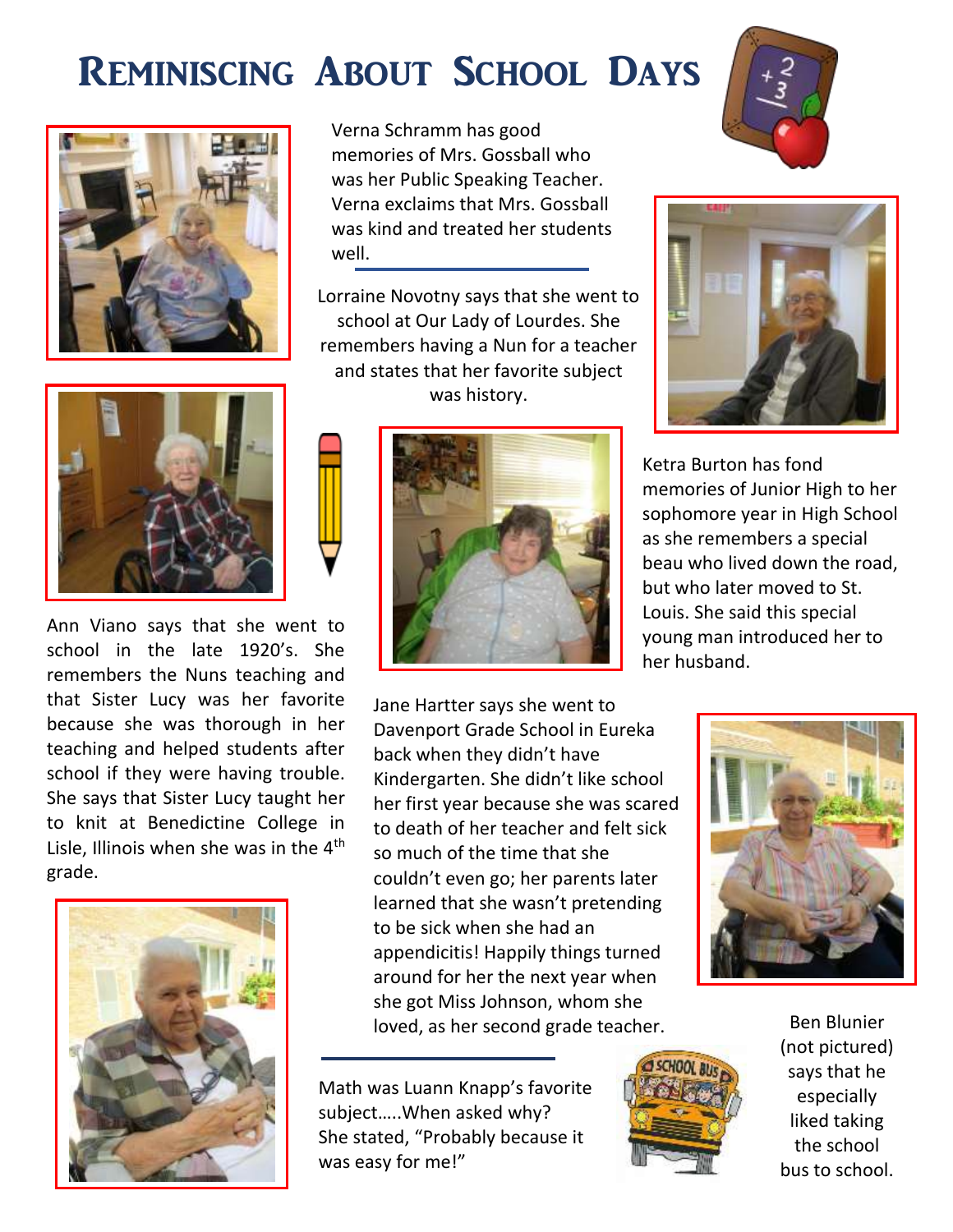# Reminiscing About School Days

Verna Schramm has good memories of Mrs. Gossball who was her Public Speaking Teacher. Verna exclaims that Mrs. Gossball was kind and treated her students well.

Lorraine Novotny says that she went to school at Our Lady of Lourdes. She remembers having a Nun for a teacher and states that her favorite subject was history.

Ketra Burton has fond memories of Junior High to her sophomore year in High School as she remembers a special beau who lived down the road, but who later moved to St. Louis. She said this special young man introduced her to her husband.

Ann Viano says that she went to school in the late 1920's. She remembers the Nuns teaching and that Sister Lucy was her favorite because she was thorough in her teaching and helped students after school if they were having trouble. She says that Sister Lucy taught her to knit at Benedictine College in Lisle, Illinois when she was in the 4th grade.

Jane Hartter says she went to Davenport Grade School in Eureka back when they didn't have Kindergarten. She didn't like school her first year because she was scared to death of her teacher and felt sick so much of the time that she couldn't even go; her parents later learned that she wasn't pretending to be sick when she had an appendicitis! Happily things turned around for her the next year when she got Miss Johnson, whom she loved, as her second grade teacher.

Math was Luann Knapp's favorite subject…..When asked why? She stated, "Probably because it was easy for me!"

Ben Blunier (not pictured) says that he especially liked taking the school bus to school.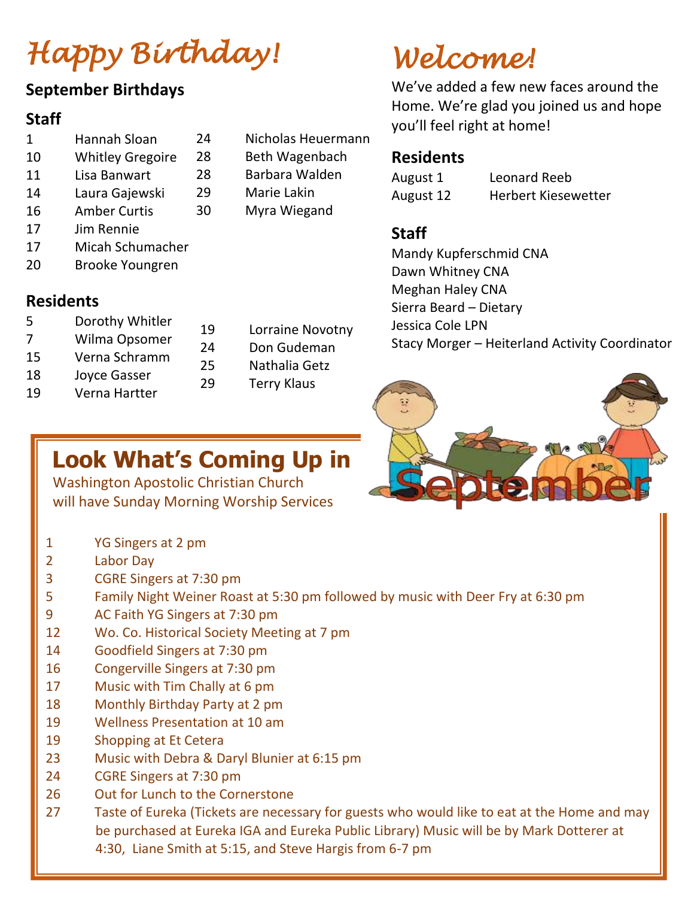# Happy Birthday!

## September Birthdays

### Staff

| | | | |
|---|---|---|---|
| 1 | Hannah Sloan | 24 | Nicholas Heuermann |
| 10 | Whitley Gregoire | 28 | Beth Wagenbach |
| 11 | Lisa Banwart | 28 | Barbara Walden |
| 14 | Laura Gajewski | 29 | Marie Lakin |
| 16 | Amber Curtis | 30 | Myra Wiegand |
| 17 | Jim Rennie | | |
| 17 | Micah Schumacher | | |
| 20 | Brooke Youngren | | |

### Residents

| | | | |
|---|---|---|---|
| 5 | Dorothy Whitler | 19 | Lorraine Novotny |
| 7 | Wilma Opsomer | 24 | Don Gudeman |
| 15 | Verna Schramm | 25 | Nathalia Getz |
| 18 | Joyce Gasser | 29 | Terry Klaus |
| 19 | Verna Hartter | | |

# Welcome!

We've added a few new faces around the Home. We're glad you joined us and hope you'll feel right at home!

### Residents

| | |
|---|---|
| August 1 | Leonard Reeb |
| August 12 | Herbert Kiesewetter |

### Staff

Mandy Kupferschmid CNA
Dawn Whitney CNA
Meghan Haley CNA
Sierra Beard – Dietary
Jessica Cole LPN
Stacy Morger – Heiterland Activity Coordinator

## Look What's Coming Up in September

Washington Apostolic Christian Church will have Sunday Morning Worship Services

| | |
|---|---|
| 1 | YG Singers at 2 pm |
| 2 | Labor Day |
| 3 | CGRE Singers at 7:30 pm |
| 5 | Family Night Weiner Roast at 5:30 pm followed by music with Deer Fry at 6:30 pm |
| 9 | AC Faith YG Singers at 7:30 pm |
| 12 | Wo. Co. Historical Society Meeting at 7 pm |
| 14 | Goodfield Singers at 7:30 pm |
| 16 | Congerville Singers at 7:30 pm |
| 17 | Music with Tim Chally at 6 pm |
| 18 | Monthly Birthday Party at 2 pm |
| 19 | Wellness Presentation at 10 am |
| 19 | Shopping at Et Cetera |
| 23 | Music with Debra & Daryl Blunier at 6:15 pm |
| 24 | CGRE Singers at 7:30 pm |
| 26 | Out for Lunch to the Cornerstone |
| 27 | Taste of Eureka (Tickets are necessary for guests who would like to eat at the Home and may be purchased at Eureka IGA and Eureka Public Library) Music will be by Mark Dotterer at 4:30, Liane Smith at 5:15, and Steve Hargis from 6-7 pm |